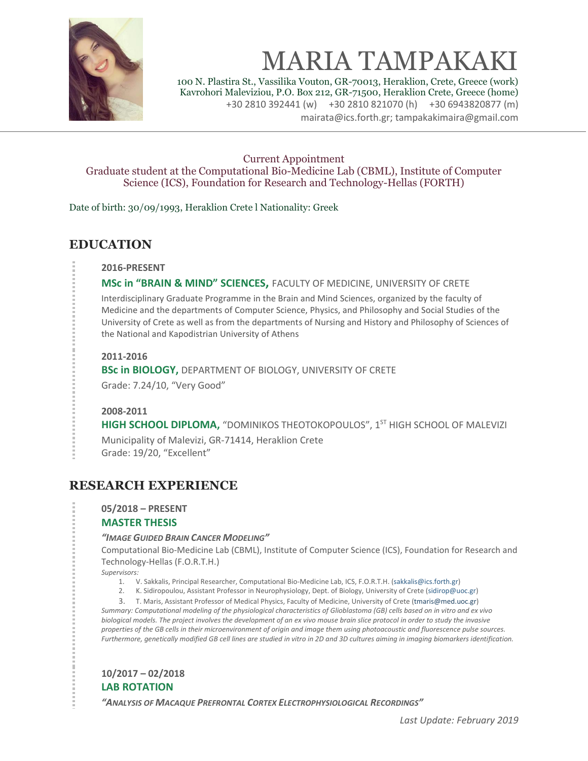# MARIA TAMPAKAKI

100 N. Plastira St., Vassilika Vouton, GR-70013, Heraklion, Crete, Greece (work)
Kavrohori Maleviziou, P.O. Box 212, GR-71500, Heraklion Crete, Greece (home)
+30 2810 392441 (w) +30 2810 821070 (h) +30 6943820877 (m)
mairata@ics.forth.gr; tampakakimaira@gmail.com

Current Appointment
Graduate student at the Computational Bio-Medicine Lab (CBML), Institute of Computer Science (ICS), Foundation for Research and Technology-Hellas (FORTH)

Date of birth: 30/09/1993, Heraklion Crete l Nationality: Greek

## EDUCATION

**2016-PRESENT**

**MSc in "BRAIN & MIND" SCIENCES,** FACULTY OF MEDICINE, UNIVERSITY OF CRETE

Interdisciplinary Graduate Programme in the Brain and Mind Sciences, organized by the faculty of Medicine and the departments of Computer Science, Physics, and Philosophy and Social Studies of the University of Crete as well as from the departments of Nursing and History and Philosophy of Sciences of the National and Kapodistrian University of Athens

**2011-2016**

**BSc in BIOLOGY,** DEPARTMENT OF BIOLOGY, UNIVERSITY OF CRETE

Grade: 7.24/10, "Very Good"

**2008-2011**

**HIGH SCHOOL DIPLOMA,** "DOMINIKOS THEOTOKOPOULOS", 1ST HIGH SCHOOL OF MALEVIZI

Municipality of Malevizi, GR-71414, Heraklion Crete
Grade: 19/20, "Excellent"

## RESEARCH EXPERIENCE

**05/2018 – PRESENT**

**MASTER THESIS**

***"IMAGE GUIDED BRAIN CANCER MODELING"***

Computational Bio-Medicine Lab (CBML), Institute of Computer Science (ICS), Foundation for Research and Technology-Hellas (F.O.R.T.H.)

*Supervisors:*

1. V. Sakkalis, Principal Researcher, Computational Bio-Medicine Lab, ICS, F.O.R.T.H. (sakkalis@ics.forth.gr)
2. K. Sidiropoulou, Assistant Professor in Neurophysiology, Dept. of Biology, University of Crete (sidirop@uoc.gr)
3. T. Maris, Assistant Professor of Medical Physics, Faculty of Medicine, University of Crete (tmaris@med.uoc.gr)

*Summary: Computational modeling of the physiological characteristics of Glioblastoma (GB) cells based on in vitro and ex vivo biological models. The project involves the development of an ex vivo mouse brain slice protocol in order to study the invasive properties of the GB cells in their microenvironment of origin and image them using photoacoustic and fluorescence pulse sources. Furthermore, genetically modified GB cell lines are studied in vitro in 2D and 3D cultures aiming in imaging biomarkers identification.*

**10/2017 – 02/2018**

**LAB ROTATION**

***"ANALYSIS OF MACAQUE PREFRONTAL CORTEX ELECTROPHYSIOLOGICAL RECORDINGS"***

*Last Update: February 2019*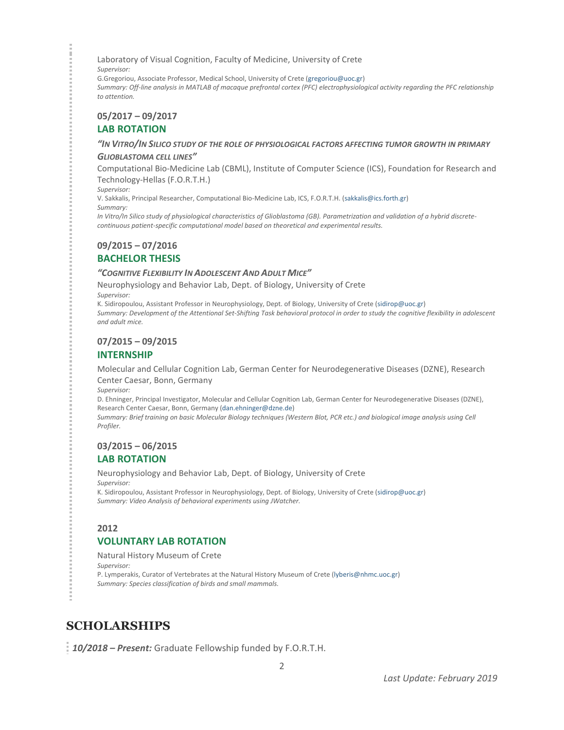Laboratory of Visual Cognition, Faculty of Medicine, University of Crete

*Supervisor:*

G.Gregoriou, Associate Professor, Medical School, University of Crete (gregoriou@uoc.gr)

*Summary: Off-line analysis in MATLAB of macaque prefrontal cortex (PFC) electrophysiological activity regarding the PFC relationship to attention.*

### 05/2017 – 09/2017

### LAB ROTATION

***"In Vitro/In Silico study of the role of physiological factors affecting tumor growth in primary Glioblastoma cell lines"***

Computational Bio-Medicine Lab (CBML), Institute of Computer Science (ICS), Foundation for Research and Technology-Hellas (F.O.R.T.H.)

*Supervisor:*

V. Sakkalis, Principal Researcher, Computational Bio-Medicine Lab, ICS, F.O.R.T.H. (sakkalis@ics.forth.gr)

*Summary:*

*In Vitro/In Silico study of physiological characteristics of Glioblastoma (GB). Parametrization and validation of a hybrid discrete-continuous patient-specific computational model based on theoretical and experimental results.*

### 09/2015 – 07/2016

### BACHELOR THESIS

***"Cognitive Flexibility In Adolescent And Adult Mice"***

Neurophysiology and Behavior Lab, Dept. of Biology, University of Crete

*Supervisor:*

K. Sidiropoulou, Assistant Professor in Neurophysiology, Dept. of Biology, University of Crete (sidirop@uoc.gr)

*Summary: Development of the Attentional Set-Shifting Task behavioral protocol in order to study the cognitive flexibility in adolescent and adult mice.*

### 07/2015 – 09/2015

### INTERNSHIP

Molecular and Cellular Cognition Lab, German Center for Neurodegenerative Diseases (DZNE), Research Center Caesar, Bonn, Germany

*Supervisor:*

D. Ehninger, Principal Investigator, Molecular and Cellular Cognition Lab, German Center for Neurodegenerative Diseases (DZNE), Research Center Caesar, Bonn, Germany (dan.ehninger@dzne.de)

*Summary: Brief training on basic Molecular Biology techniques (Western Blot, PCR etc.) and biological image analysis using Cell Profiler.*

### 03/2015 – 06/2015

### LAB ROTATION

Neurophysiology and Behavior Lab, Dept. of Biology, University of Crete

*Supervisor:*

K. Sidiropoulou, Assistant Professor in Neurophysiology, Dept. of Biology, University of Crete (sidirop@uoc.gr)

*Summary: Video Analysis of behavioral experiments using JWatcher.*

### 2012

### VOLUNTARY LAB ROTATION

Natural History Museum of Crete

*Supervisor:*

P. Lymperakis, Curator of Vertebrates at the Natural History Museum of Crete (lyberis@nhmc.uoc.gr)

*Summary: Species classification of birds and small mammals.*

## SCHOLARSHIPS

***10/2018 – Present:*** Graduate Fellowship funded by F.O.R.T.H.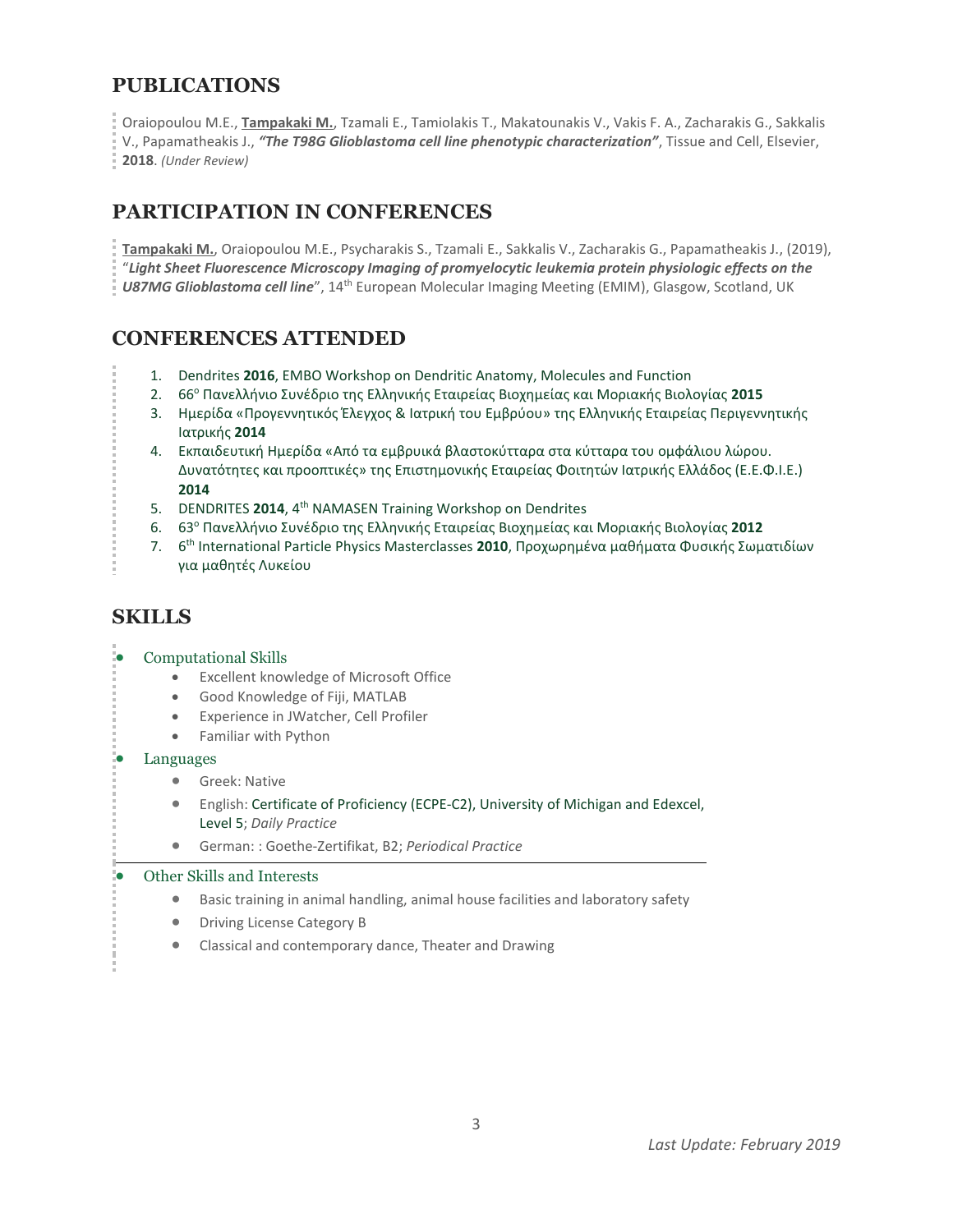## PUBLICATIONS

Oraiopoulou M.E., **Tampakaki M.**, Tzamali E., Tamiolakis T., Makatounakis V., Vakis F. A., Zacharakis G., Sakkalis V., Papamatheakis J., ***"The T98G Glioblastoma cell line phenotypic characterization"***, Tissue and Cell, Elsevier, **2018**. *(Under Review)*

## PARTICIPATION IN CONFERENCES

**Tampakaki M.**, Oraiopoulou M.E., Psycharakis S., Tzamali E., Sakkalis V., Zacharakis G., Papamatheakis J., (2019), "***Light Sheet Fluorescence Microscopy Imaging of promyelocytic leukemia protein physiologic effects on the U87MG Glioblastoma cell line***", 14th European Molecular Imaging Meeting (EMIM), Glasgow, Scotland, UK

## CONFERENCES ATTENDED

1. Dendrites **2016**, EMBO Workshop on Dendritic Anatomy, Molecules and Function
2. 66ο Πανελλήνιο Συνέδριο της Ελληνικής Εταιρείας Βιοχημείας και Μοριακής Βιολογίας **2015**
3. Ημερίδα «Προγεννητικός Έλεγχος & Ιατρική του Εμβρύου» της Ελληνικής Εταιρείας Περιγεννητικής Ιατρικής **2014**
4. Εκπαιδευτική Ημερίδα «Από τα εμβρυικά βλαστοκύτταρα στα κύτταρα του ομφάλιου λώρου. Δυνατότητες και προοπτικές» της Επιστημονικής Εταιρείας Φοιτητών Ιατρικής Ελλάδος (Ε.Ε.Φ.Ι.Ε.) **2014**
5. DENDRITES **2014**, 4th NAMASEN Training Workshop on Dendrites
6. 63ο Πανελλήνιο Συνέδριο της Ελληνικής Εταιρείας Βιοχημείας και Μοριακής Βιολογίας **2012**
7. 6th International Particle Physics Masterclasses **2010**, Προχωρημένα μαθήματα Φυσικής Σωματιδίων για μαθητές Λυκείου

## SKILLS

- Computational Skills
  - Excellent knowledge of Microsoft Office
  - Good Knowledge of Fiji, MATLAB
  - Experience in JWatcher, Cell Profiler
  - Familiar with Python
- Languages
  - Greek: Native
  - English: Certificate of Proficiency (ECPE-C2), University of Michigan and Edexcel, Level 5; *Daily Practice*
  - German: : Goethe-Zertifikat, B2; *Periodical Practice*
- Other Skills and Interests
  - Basic training in animal handling, animal house facilities and laboratory safety
  - Driving License Category B
  - Classical and contemporary dance, Theater and Drawing

*Last Update: February 2019*